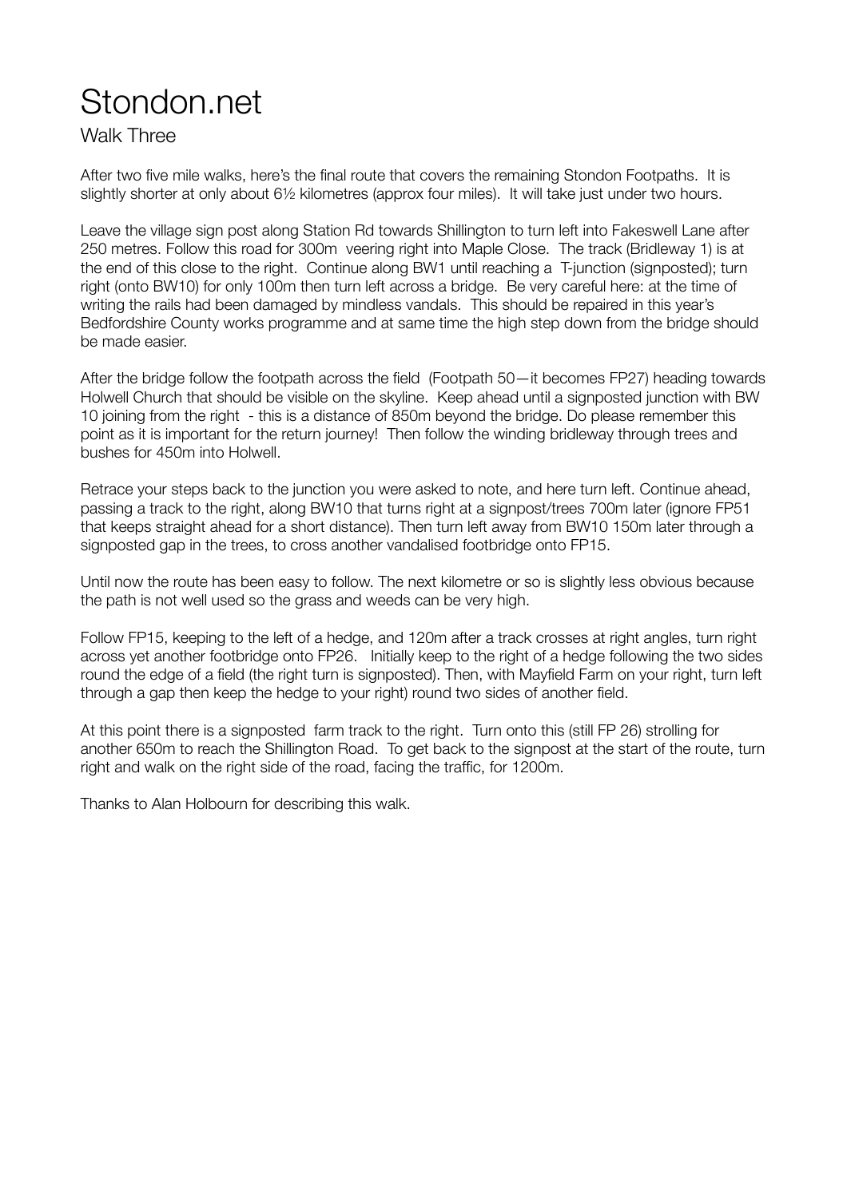# Stondon.net

## Walk Three

After two five mile walks, here's the final route that covers the remaining Stondon Footpaths. It is slightly shorter at only about 6½ kilometres (approx four miles). It will take just under two hours.

Leave the village sign post along Station Rd towards Shillington to turn left into Fakeswell Lane after 250 metres. Follow this road for 300m veering right into Maple Close. The track (Bridleway 1) is at the end of this close to the right. Continue along BW1 until reaching a T-junction (signposted); turn right (onto BW10) for only 100m then turn left across a bridge. Be very careful here: at the time of writing the rails had been damaged by mindless vandals. This should be repaired in this year's Bedfordshire County works programme and at same time the high step down from the bridge should be made easier.

After the bridge follow the footpath across the field (Footpath 50—it becomes FP27) heading towards Holwell Church that should be visible on the skyline. Keep ahead until a signposted junction with BW 10 joining from the right - this is a distance of 850m beyond the bridge. Do please remember this point as it is important for the return journey! Then follow the winding bridleway through trees and bushes for 450m into Holwell.

Retrace your steps back to the junction you were asked to note, and here turn left. Continue ahead, passing a track to the right, along BW10 that turns right at a signpost/trees 700m later (ignore FP51 that keeps straight ahead for a short distance). Then turn left away from BW10 150m later through a signposted gap in the trees, to cross another vandalised footbridge onto FP15.

Until now the route has been easy to follow. The next kilometre or so is slightly less obvious because the path is not well used so the grass and weeds can be very high.

Follow FP15, keeping to the left of a hedge, and 120m after a track crosses at right angles, turn right across yet another footbridge onto FP26. Initially keep to the right of a hedge following the two sides round the edge of a field (the right turn is signposted). Then, with Mayfield Farm on your right, turn left through a gap then keep the hedge to your right) round two sides of another field.

At this point there is a signposted farm track to the right. Turn onto this (still FP 26) strolling for another 650m to reach the Shillington Road. To get back to the signpost at the start of the route, turn right and walk on the right side of the road, facing the traffic, for 1200m.

Thanks to Alan Holbourn for describing this walk.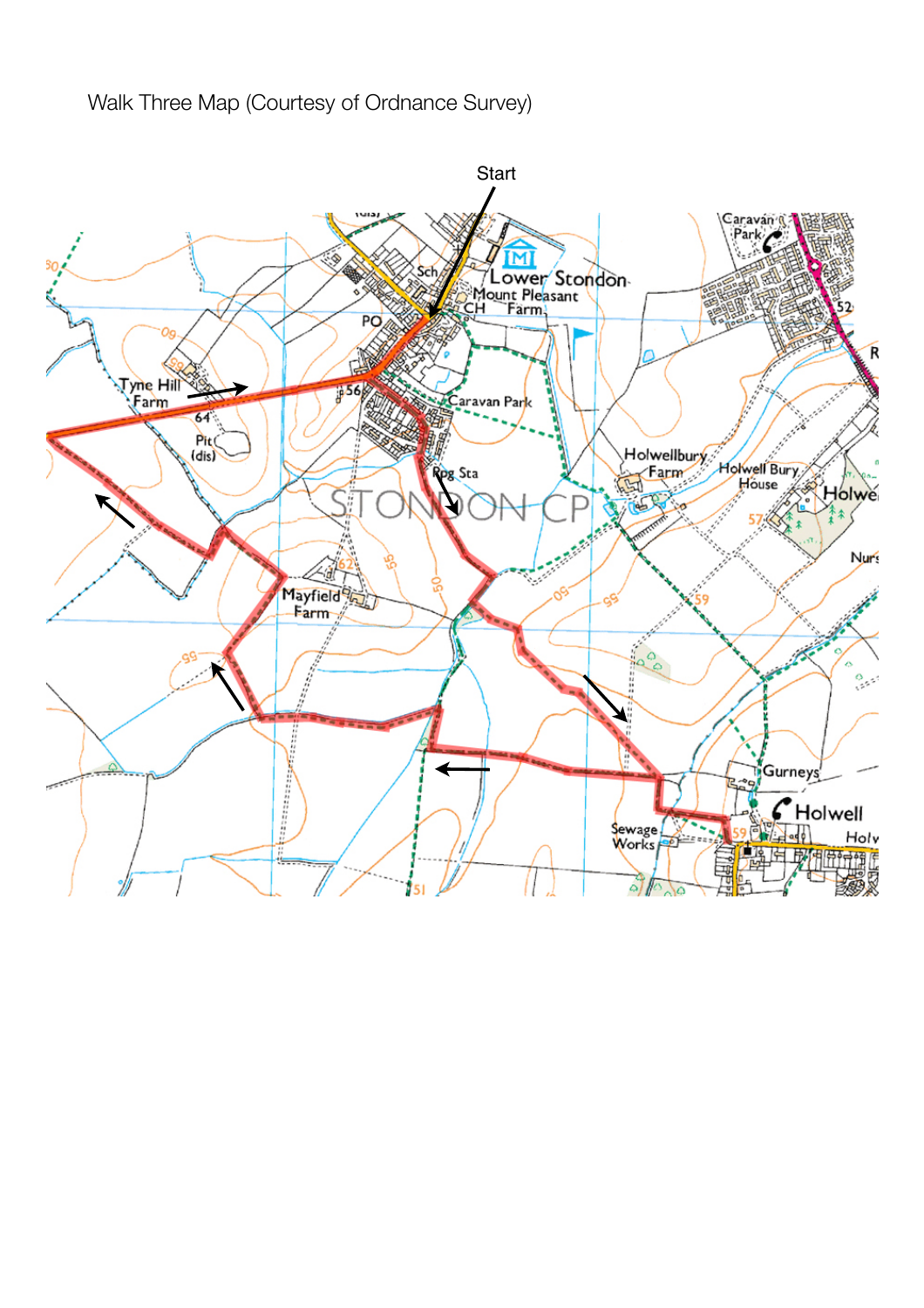Walk Three Map (Courtesy of Ordnance Survey)

Start

Lower Stondon

Mount Pleasant Farm

Sch

CH

PO

Caravan Park

Tyne Hill Farm

Pit (dis)

Rpg Sta

STONDON CP

Holwellbury Farm

Holwell Bury House

Mayfield Farm

Gurneys

Holwell

Sewage Works